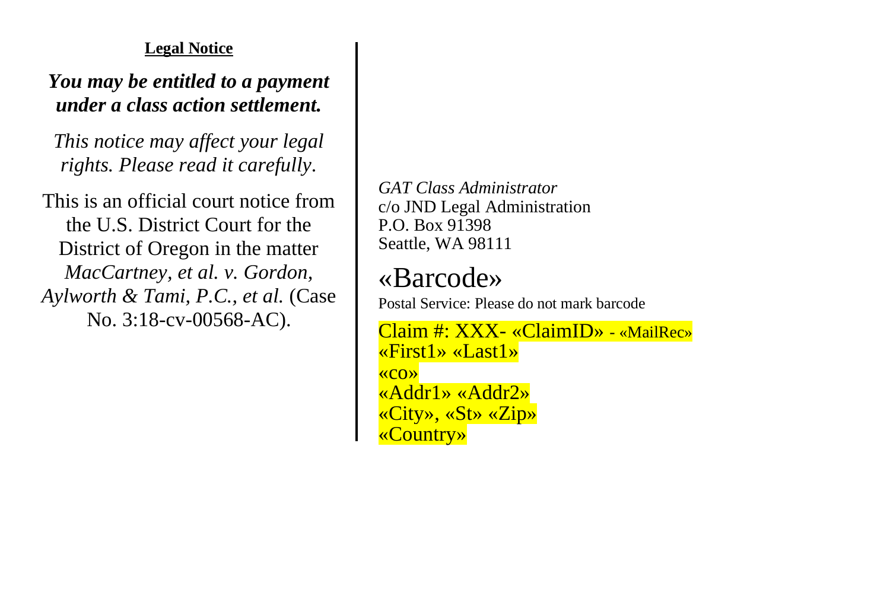**Legal Notice**

***You may be entitled to a payment under a class action settlement.***

*This notice may affect your legal rights. Please read it carefully*.

This is an official court notice from the U.S. District Court for the District of Oregon in the matter *MacCartney, et al. v. Gordon, Aylworth & Tami, P.C., et al.* (Case No. 3:18-cv-00568-AC).

*GAT Class Administrator*
c/o JND Legal Administration
P.O. Box 91398
Seattle, WA 98111

«Barcode»

Postal Service: Please do not mark barcode

Claim #: XXX- «ClaimID» - «MailRec»
«First1» «Last1»
«co»
«Addr1» «Addr2»
«City», «St» «Zip»
«Country»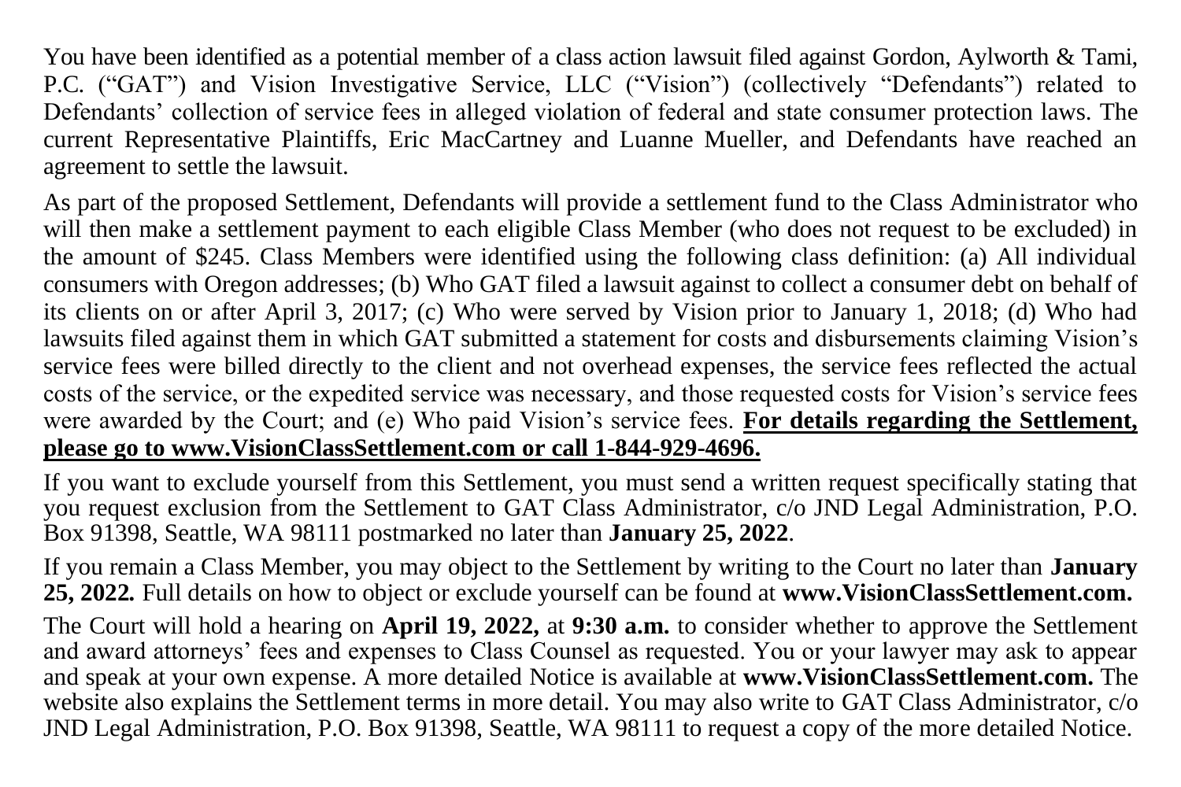You have been identified as a potential member of a class action lawsuit filed against Gordon, Aylworth & Tami, P.C. ("GAT") and Vision Investigative Service, LLC ("Vision") (collectively "Defendants") related to Defendants' collection of service fees in alleged violation of federal and state consumer protection laws. The current Representative Plaintiffs, Eric MacCartney and Luanne Mueller, and Defendants have reached an agreement to settle the lawsuit.

As part of the proposed Settlement, Defendants will provide a settlement fund to the Class Administrator who will then make a settlement payment to each eligible Class Member (who does not request to be excluded) in the amount of $245. Class Members were identified using the following class definition: (a) All individual consumers with Oregon addresses; (b) Who GAT filed a lawsuit against to collect a consumer debt on behalf of its clients on or after April 3, 2017; (c) Who were served by Vision prior to January 1, 2018; (d) Who had lawsuits filed against them in which GAT submitted a statement for costs and disbursements claiming Vision's service fees were billed directly to the client and not overhead expenses, the service fees reflected the actual costs of the service, or the expedited service was necessary, and those requested costs for Vision's service fees were awarded by the Court; and (e) Who paid Vision's service fees. **For details regarding the Settlement, please go to www.VisionClassSettlement.com or call 1-844-929-4696.**

If you want to exclude yourself from this Settlement, you must send a written request specifically stating that you request exclusion from the Settlement to GAT Class Administrator, c/o JND Legal Administration, P.O. Box 91398, Seattle, WA 98111 postmarked no later than **January 25, 2022**.

If you remain a Class Member, you may object to the Settlement by writing to the Court no later than **January 25, 2022.** Full details on how to object or exclude yourself can be found at **www.VisionClassSettlement.com.**

The Court will hold a hearing on **April 19, 2022,** at **9:30 a.m.** to consider whether to approve the Settlement and award attorneys' fees and expenses to Class Counsel as requested. You or your lawyer may ask to appear and speak at your own expense. A more detailed Notice is available at **www.VisionClassSettlement.com.** The website also explains the Settlement terms in more detail. You may also write to GAT Class Administrator, c/o JND Legal Administration, P.O. Box 91398, Seattle, WA 98111 to request a copy of the more detailed Notice.